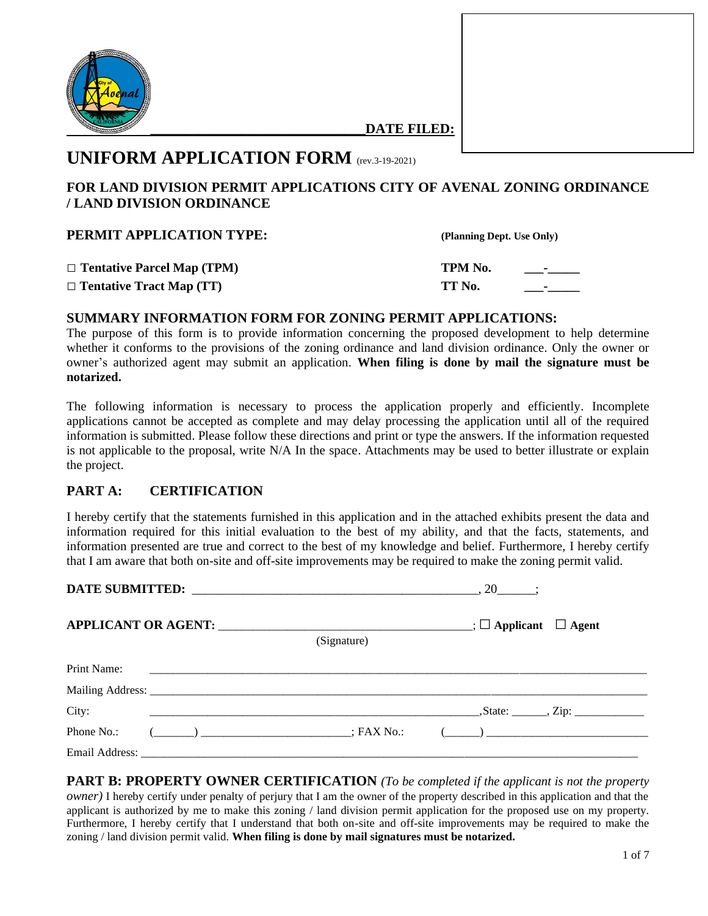_____________________________DATE FILED:

# UNIFORM APPLICATION FORM (rev.3-19-2021)

## FOR LAND DIVISION PERMIT APPLICATIONS CITY OF AVENAL ZONING ORDINANCE / LAND DIVISION ORDINANCE

**PERMIT APPLICATION TYPE:** **(Planning Dept. Use Only)**

| | | |
|---|---|---|
| □ **Tentative Parcel Map (TPM)** | **TPM No.** | ___-_____ |
| □ **Tentative Tract Map (TT)** | **TT No.** | ___-_____ |

## SUMMARY INFORMATION FORM FOR ZONING PERMIT APPLICATIONS:

The purpose of this form is to provide information concerning the proposed development to help determine whether it conforms to the provisions of the zoning ordinance and land division ordinance. Only the owner or owner's authorized agent may submit an application. **When filing is done by mail the signature must be notarized.**

The following information is necessary to process the application properly and efficiently. Incomplete applications cannot be accepted as complete and may delay processing the application until all of the required information is submitted. Please follow these directions and print or type the answers. If the information requested is not applicable to the proposal, write N/A In the space. Attachments may be used to better illustrate or explain the project.

## PART A: CERTIFICATION

I hereby certify that the statements furnished in this application and in the attached exhibits present the data and information required for this initial evaluation to the best of my ability, and that the facts, statements, and information presented are true and correct to the best of my knowledge and belief. Furthermore, I hereby certify that I am aware that both on-site and off-site improvements may be required to make the zoning permit valid.

**DATE SUBMITTED:** _____________________________________________, 20______;

**APPLICANT OR AGENT:** ________________________________________; ☐ **Applicant** ☐ **Agent**
(Signature)

Print Name: ______________________________________________________________________________

Mailing Address: __________________________________________________________________________

City: ________________________________________________________,State: ______, Zip: ____________

Phone No.: (_______) __________________________; FAX No.: (______) ____________________________

Email Address: ____________________________________________________________________________

**PART B: PROPERTY OWNER CERTIFICATION** *(To be completed if the applicant is not the property owner)* I hereby certify under penalty of perjury that I am the owner of the property described in this application and that the applicant is authorized by me to make this zoning / land division permit application for the proposed use on my property. Furthermore, I hereby certify that I understand that both on-site and off-site improvements may be required to make the zoning / land division permit valid. **When filing is done by mail signatures must be notarized.**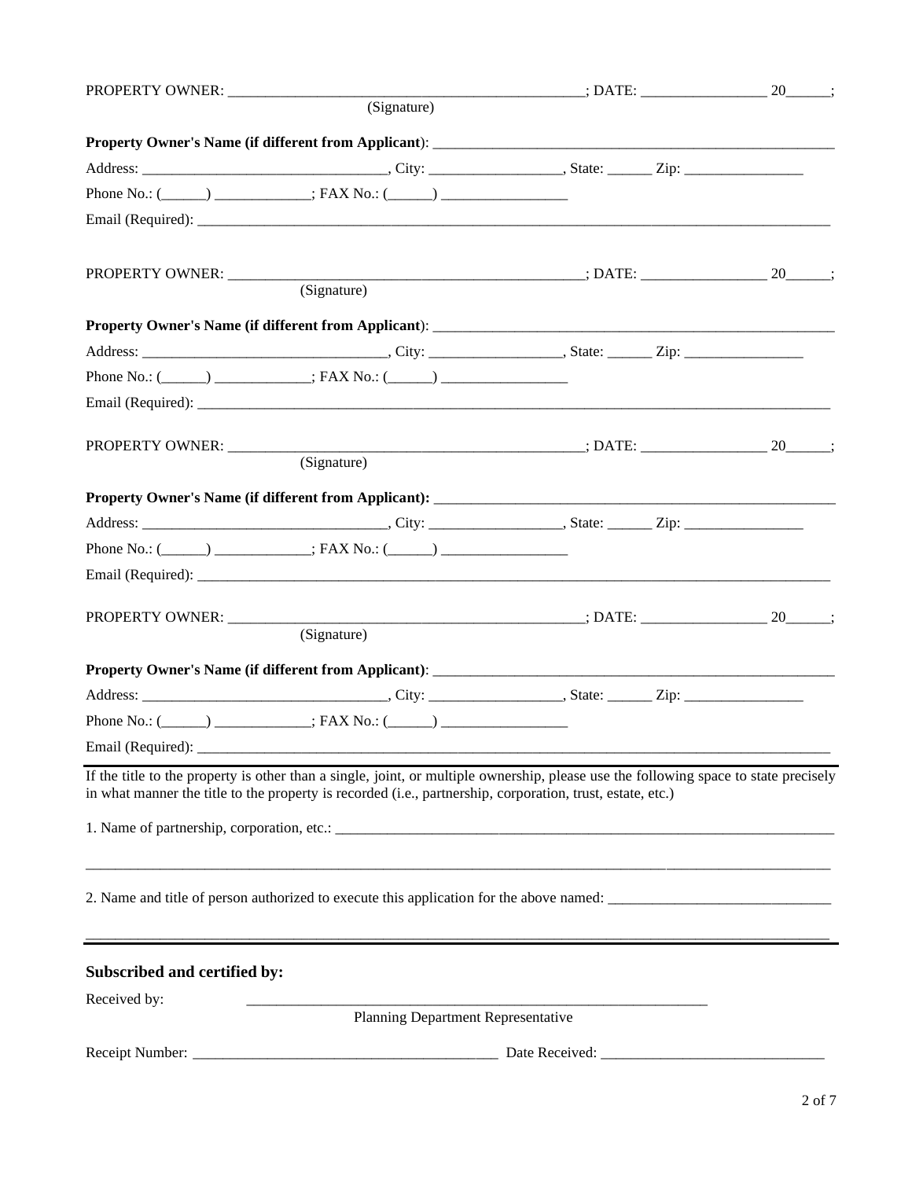PROPERTY OWNER: ________________________________________________; DATE: _________________ 20______;
(Signature)

**Property Owner's Name (if different from Applicant)**: ______________________________________________________

Address: ________________________________, City: _________________, State: ______ Zip: ________________

Phone No.: (______) _____________; FAX No.: (______) _________________

Email (Required): ____________________________________________________________________________________

PROPERTY OWNER: ________________________________________________; DATE: _________________ 20______;
(Signature)

**Property Owner's Name (if different from Applicant)**: ______________________________________________________

Address: ________________________________, City: _________________, State: ______ Zip: ________________

Phone No.: (______) _____________; FAX No.: (______) _________________

Email (Required): ____________________________________________________________________________________

PROPERTY OWNER: ________________________________________________; DATE: _________________ 20______;
(Signature)

**Property Owner's Name (if different from Applicant):** ______________________________________________________

Address: ________________________________, City: _________________, State: ______ Zip: ________________

Phone No.: (______) _____________; FAX No.: (______) _________________

Email (Required): ____________________________________________________________________________________

PROPERTY OWNER: ________________________________________________; DATE: _________________ 20______;
(Signature)

**Property Owner's Name (if different from Applicant)**: ______________________________________________________

Address: ________________________________, City: _________________, State: ______ Zip: ________________

Phone No.: (______) _____________; FAX No.: (______) _________________

Email (Required): ____________________________________________________________________________________

---

If the title to the property is other than a single, joint, or multiple ownership, please use the following space to state precisely in what manner the title to the property is recorded (i.e., partnership, corporation, trust, estate, etc.)

1. Name of partnership, corporation, etc.: ___________________________________________________________________

_____________________________________________________________________________________________________

2. Name and title of person authorized to execute this application for the above named: _____________________________

_____________________________________________________________________________________________________

---

## Subscribed and certified by:

Received by: ____________________________________________________________
Planning Department Representative

Receipt Number: _________________________________________ Date Received: ______________________________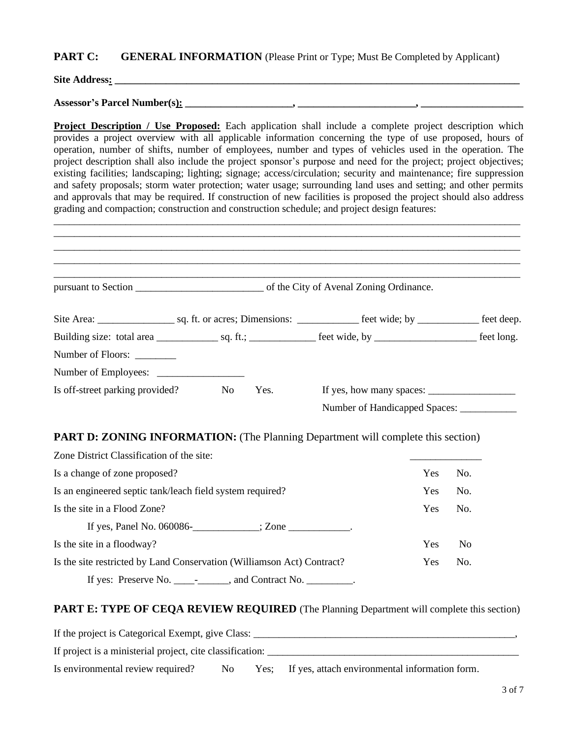## PART C: GENERAL INFORMATION (Please Print or Type; Must Be Completed by Applicant)

**Site Address:** ______________________________________________________________________________

**Assessor's Parcel Number(s):** ____________________, ______________________, ___________________

**Project Description / Use Proposed:** Each application shall include a complete project description which provides a project overview with all applicable information concerning the type of use proposed, hours of operation, number of shifts, number of employees, number and types of vehicles used in the operation. The project description shall also include the project sponsor's purpose and need for the project; project objectives; existing facilities; landscaping; lighting; signage; access/circulation; security and maintenance; fire suppression and safety proposals; storm water protection; water usage; surrounding land uses and setting; and other permits and approvals that may be required. If construction of new facilities is proposed the project should also address grading and compaction; construction and construction schedule; and project design features:

__________________________________________________________________________________________

__________________________________________________________________________________________

__________________________________________________________________________________________

__________________________________________________________________________________________

__________________________________________________________________________________________

pursuant to Section ________________________ of the City of Avenal Zoning Ordinance.

Site Area: _______________ sq. ft. or acres; Dimensions: ____________ feet wide; by ____________ feet deep.

Building size: total area ____________ sq. ft.; _____________ feet wide, by ____________________ feet long.

Number of Floors: ________

Number of Employees: _________________

Is off-street parking provided? No Yes. If yes, how many spaces: _________________

Number of Handicapped Spaces: ___________

## PART D: ZONING INFORMATION: (The Planning Department will complete this section)

Zone District Classification of the site: ______________

Is a change of zone proposed? Yes No.

Is an engineered septic tank/leach field system required? Yes No.

Is the site in a Flood Zone? Yes No.

If yes, Panel No. 060086-_____________; Zone ____________.

Is the site in a floodway? Yes No

Is the site restricted by Land Conservation (Williamson Act) Contract? Yes No.

If yes: Preserve No. ____-______, and Contract No. _________.

## PART E: TYPE OF CEQA REVIEW REQUIRED (The Planning Department will complete this section)

If the project is Categorical Exempt, give Class: _____________________________________________________,

If project is a ministerial project, cite classification: __________________________________________________

Is environmental review required? No Yes; If yes, attach environmental information form.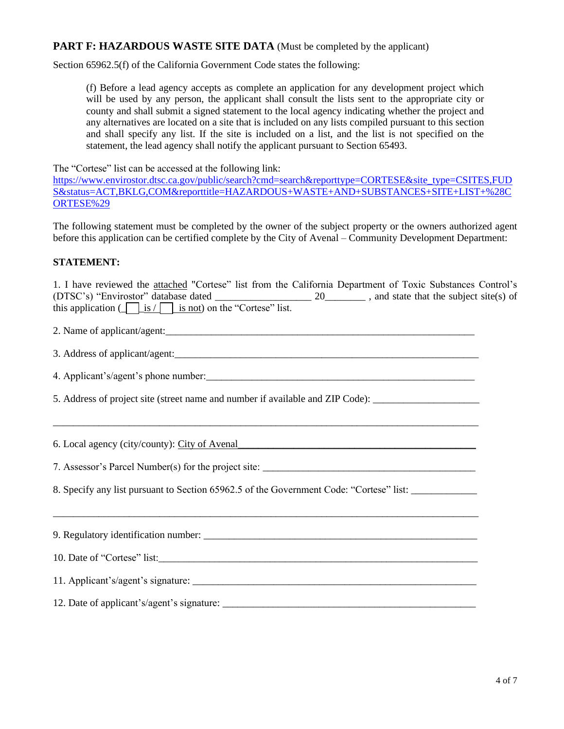## PART F: HAZARDOUS WASTE SITE DATA (Must be completed by the applicant)

Section 65962.5(f) of the California Government Code states the following:

> (f) Before a lead agency accepts as complete an application for any development project which will be used by any person, the applicant shall consult the lists sent to the appropriate city or county and shall submit a signed statement to the local agency indicating whether the project and any alternatives are located on a site that is included on any lists compiled pursuant to this section and shall specify any list. If the site is included on a list, and the list is not specified on the statement, the lead agency shall notify the applicant pursuant to Section 65493.

The "Cortese" list can be accessed at the following link:
https://www.envirostor.dtsc.ca.gov/public/search?cmd=search&reporttype=CORTESE&site_type=CSITES,FUDS&status=ACT,BKLG,COM&reporttitle=HAZARDOUS+WASTE+AND+SUBSTANCES+SITE+LIST+%28CORTESE%29

The following statement must be completed by the owner of the subject property or the owners authorized agent before this application can be certified complete by the City of Avenal – Community Development Department:

**STATEMENT:**

1. I have reviewed the attached "Cortese" list from the California Department of Toxic Substances Control's (DTSC's) "Envirostor" database dated __________________ 20________ , and state that the subject site(s) of this application (☐ is / ☐ is not) on the "Cortese" list.

2. Name of applicant/agent:_______________________________________________________________

3. Address of applicant/agent:_____________________________________________________________

4. Applicant's/agent's phone number:______________________________________________________

5. Address of project site (street name and number if available and ZIP Code): ____________________

_________________________________________________________________________________________

6. Local agency (city/county): City of Avenal_____________________________________________

7. Assessor's Parcel Number(s) for the project site: __________________________________________

8. Specify any list pursuant to Section 65962.5 of the Government Code: "Cortese" list: _____________

_________________________________________________________________________________________

9. Regulatory identification number: _______________________________________________________

10. Date of "Cortese" list:___________________________________________________________________

11. Applicant's/agent's signature: ___________________________________________________________

12. Date of applicant's/agent's signature: ____________________________________________________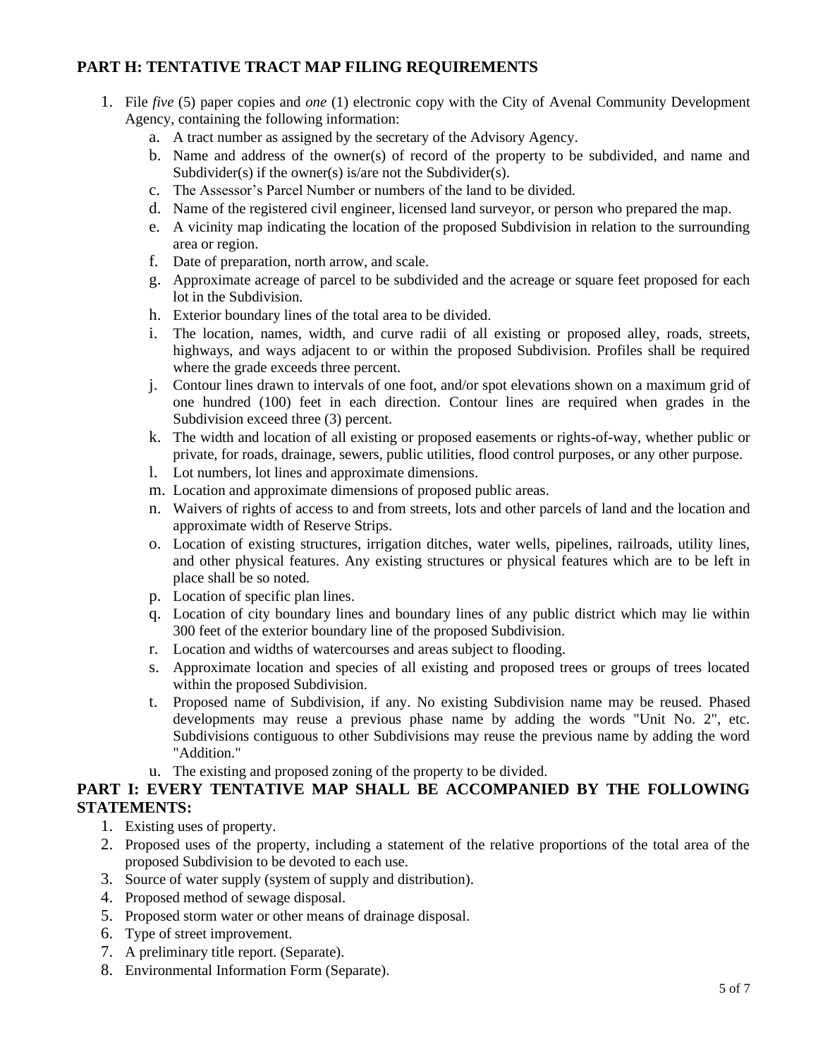## PART H: TENTATIVE TRACT MAP FILING REQUIREMENTS

1. File *five* (5) paper copies and *one* (1) electronic copy with the City of Avenal Community Development Agency, containing the following information:
   a. A tract number as assigned by the secretary of the Advisory Agency.
   b. Name and address of the owner(s) of record of the property to be subdivided, and name and Subdivider(s) if the owner(s) is/are not the Subdivider(s).
   c. The Assessor's Parcel Number or numbers of the land to be divided.
   d. Name of the registered civil engineer, licensed land surveyor, or person who prepared the map.
   e. A vicinity map indicating the location of the proposed Subdivision in relation to the surrounding area or region.
   f. Date of preparation, north arrow, and scale.
   g. Approximate acreage of parcel to be subdivided and the acreage or square feet proposed for each lot in the Subdivision.
   h. Exterior boundary lines of the total area to be divided.
   i. The location, names, width, and curve radii of all existing or proposed alley, roads, streets, highways, and ways adjacent to or within the proposed Subdivision. Profiles shall be required where the grade exceeds three percent.
   j. Contour lines drawn to intervals of one foot, and/or spot elevations shown on a maximum grid of one hundred (100) feet in each direction. Contour lines are required when grades in the Subdivision exceed three (3) percent.
   k. The width and location of all existing or proposed easements or rights-of-way, whether public or private, for roads, drainage, sewers, public utilities, flood control purposes, or any other purpose.
   l. Lot numbers, lot lines and approximate dimensions.
   m. Location and approximate dimensions of proposed public areas.
   n. Waivers of rights of access to and from streets, lots and other parcels of land and the location and approximate width of Reserve Strips.
   o. Location of existing structures, irrigation ditches, water wells, pipelines, railroads, utility lines, and other physical features. Any existing structures or physical features which are to be left in place shall be so noted.
   p. Location of specific plan lines.
   q. Location of city boundary lines and boundary lines of any public district which may lie within 300 feet of the exterior boundary line of the proposed Subdivision.
   r. Location and widths of watercourses and areas subject to flooding.
   s. Approximate location and species of all existing and proposed trees or groups of trees located within the proposed Subdivision.
   t. Proposed name of Subdivision, if any. No existing Subdivision name may be reused. Phased developments may reuse a previous phase name by adding the words "Unit No. 2", etc. Subdivisions contiguous to other Subdivisions may reuse the previous name by adding the word "Addition."
   u. The existing and proposed zoning of the property to be divided.

## PART I: EVERY TENTATIVE MAP SHALL BE ACCOMPANIED BY THE FOLLOWING STATEMENTS:

1. Existing uses of property.
2. Proposed uses of the property, including a statement of the relative proportions of the total area of the proposed Subdivision to be devoted to each use.
3. Source of water supply (system of supply and distribution).
4. Proposed method of sewage disposal.
5. Proposed storm water or other means of drainage disposal.
6. Type of street improvement.
7. A preliminary title report. (Separate).
8. Environmental Information Form (Separate).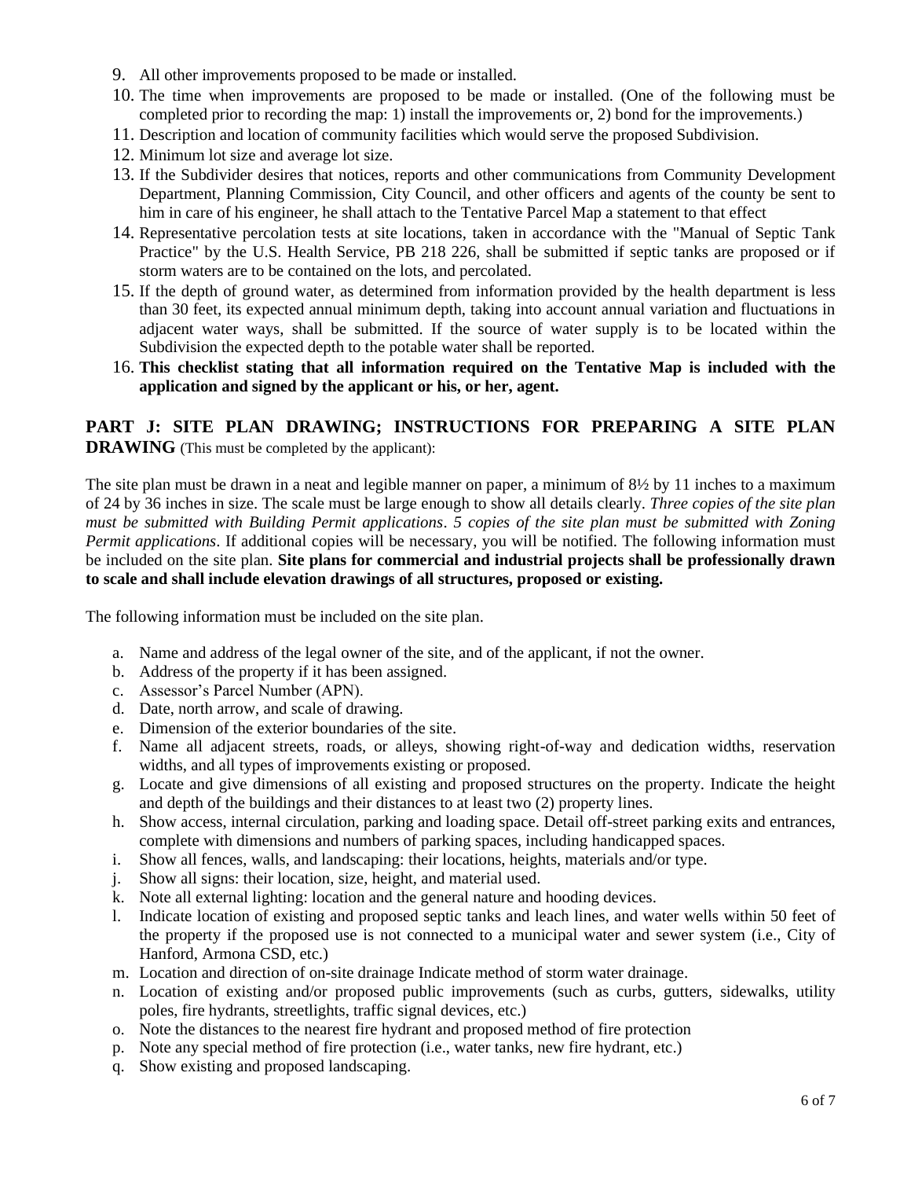9. All other improvements proposed to be made or installed.
10. The time when improvements are proposed to be made or installed. (One of the following must be completed prior to recording the map: 1) install the improvements or, 2) bond for the improvements.)
11. Description and location of community facilities which would serve the proposed Subdivision.
12. Minimum lot size and average lot size.
13. If the Subdivider desires that notices, reports and other communications from Community Development Department, Planning Commission, City Council, and other officers and agents of the county be sent to him in care of his engineer, he shall attach to the Tentative Parcel Map a statement to that effect
14. Representative percolation tests at site locations, taken in accordance with the "Manual of Septic Tank Practice" by the U.S. Health Service, PB 218 226, shall be submitted if septic tanks are proposed or if storm waters are to be contained on the lots, and percolated.
15. If the depth of ground water, as determined from information provided by the health department is less than 30 feet, its expected annual minimum depth, taking into account annual variation and fluctuations in adjacent water ways, shall be submitted. If the source of water supply is to be located within the Subdivision the expected depth to the potable water shall be reported.
16. **This checklist stating that all information required on the Tentative Map is included with the application and signed by the applicant or his, or her, agent.**

## PART J: SITE PLAN DRAWING; INSTRUCTIONS FOR PREPARING A SITE PLAN DRAWING (This must be completed by the applicant):

The site plan must be drawn in a neat and legible manner on paper, a minimum of 8½ by 11 inches to a maximum of 24 by 36 inches in size. The scale must be large enough to show all details clearly. *Three copies of the site plan must be submitted with Building Permit applications*. *5 copies of the site plan must be submitted with Zoning Permit applications*. If additional copies will be necessary, you will be notified. The following information must be included on the site plan. **Site plans for commercial and industrial projects shall be professionally drawn to scale and shall include elevation drawings of all structures, proposed or existing.**

The following information must be included on the site plan.

a. Name and address of the legal owner of the site, and of the applicant, if not the owner.
b. Address of the property if it has been assigned.
c. Assessor's Parcel Number (APN).
d. Date, north arrow, and scale of drawing.
e. Dimension of the exterior boundaries of the site.
f. Name all adjacent streets, roads, or alleys, showing right-of-way and dedication widths, reservation widths, and all types of improvements existing or proposed.
g. Locate and give dimensions of all existing and proposed structures on the property. Indicate the height and depth of the buildings and their distances to at least two (2) property lines.
h. Show access, internal circulation, parking and loading space. Detail off-street parking exits and entrances, complete with dimensions and numbers of parking spaces, including handicapped spaces.
i. Show all fences, walls, and landscaping: their locations, heights, materials and/or type.
j. Show all signs: their location, size, height, and material used.
k. Note all external lighting: location and the general nature and hooding devices.
l. Indicate location of existing and proposed septic tanks and leach lines, and water wells within 50 feet of the property if the proposed use is not connected to a municipal water and sewer system (i.e., City of Hanford, Armona CSD, etc.)
m. Location and direction of on-site drainage Indicate method of storm water drainage.
n. Location of existing and/or proposed public improvements (such as curbs, gutters, sidewalks, utility poles, fire hydrants, streetlights, traffic signal devices, etc.)
o. Note the distances to the nearest fire hydrant and proposed method of fire protection
p. Note any special method of fire protection (i.e., water tanks, new fire hydrant, etc.)
q. Show existing and proposed landscaping.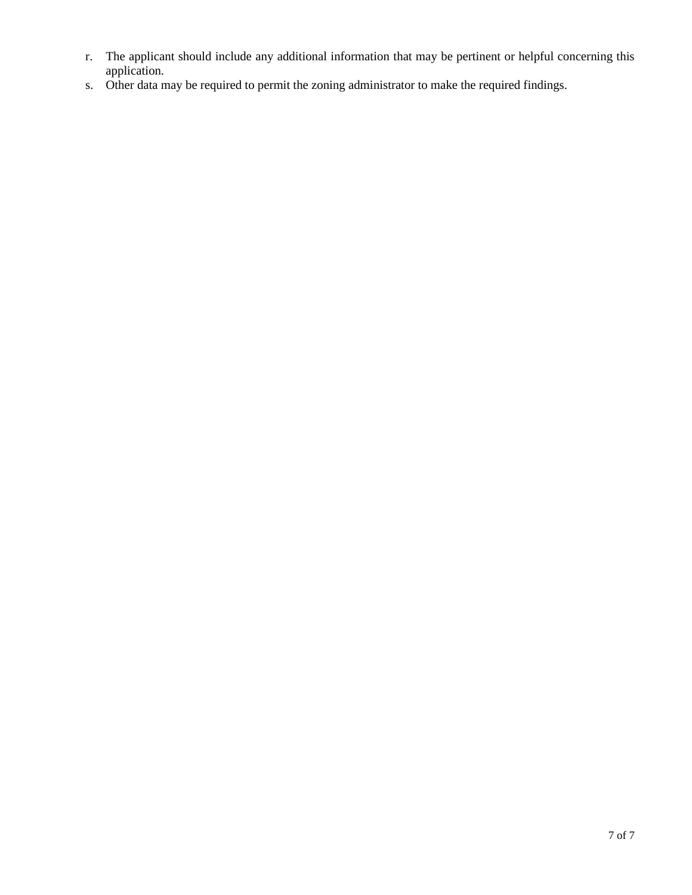r. The applicant should include any additional information that may be pertinent or helpful concerning this application.
s. Other data may be required to permit the zoning administrator to make the required findings.